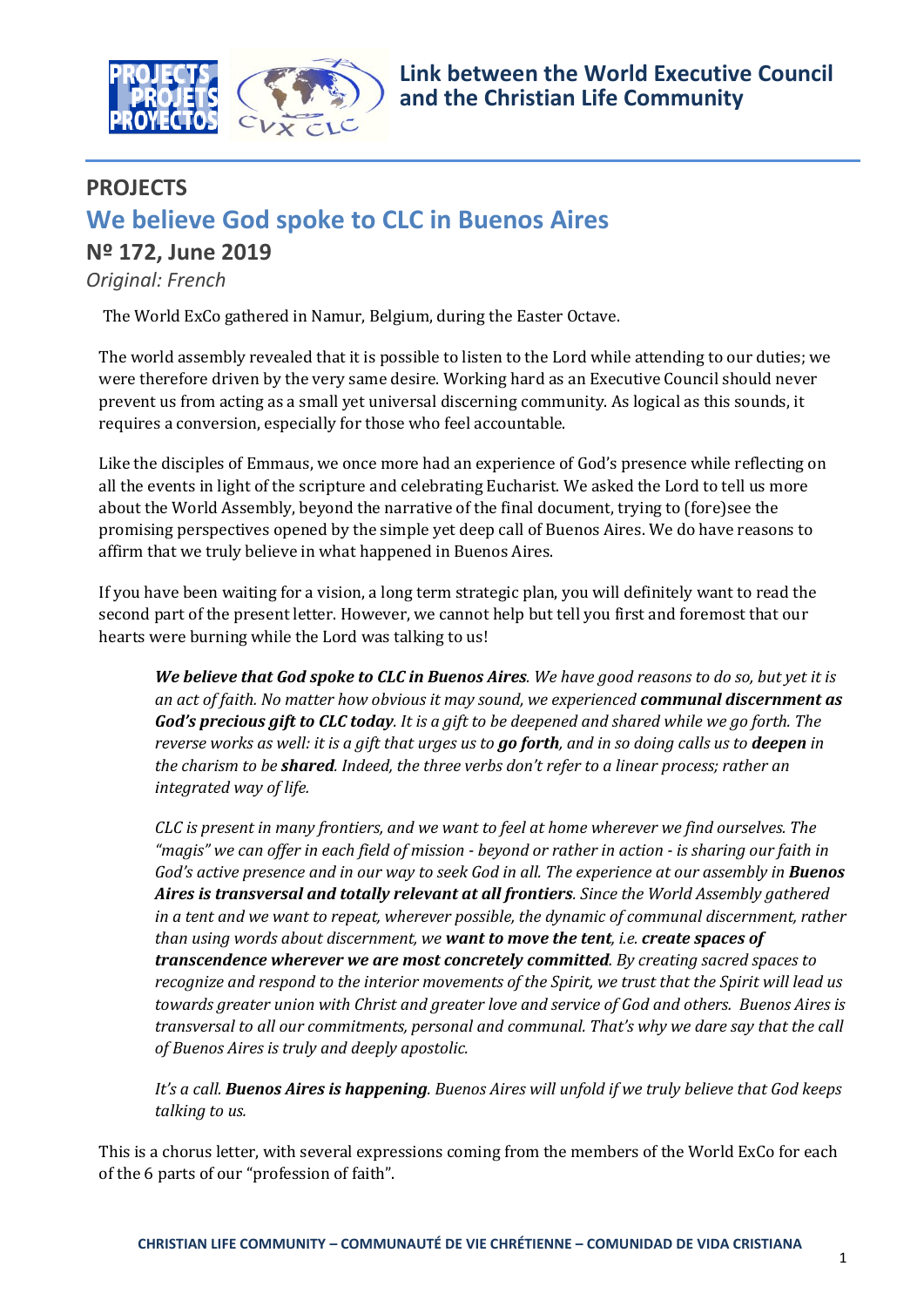**Link between the World Executive Council and the Christian Life Community**

# PROJECTS

## We believe God spoke to CLC in Buenos Aires

### Nº 172, June 2019

*Original: French*

The World ExCo gathered in Namur, Belgium, during the Easter Octave.

The world assembly revealed that it is possible to listen to the Lord while attending to our duties; we were therefore driven by the very same desire. Working hard as an Executive Council should never prevent us from acting as a small yet universal discerning community. As logical as this sounds, it requires a conversion, especially for those who feel accountable.

Like the disciples of Emmaus, we once more had an experience of God's presence while reflecting on all the events in light of the scripture and celebrating Eucharist. We asked the Lord to tell us more about the World Assembly, beyond the narrative of the final document, trying to (fore)see the promising perspectives opened by the simple yet deep call of Buenos Aires. We do have reasons to affirm that we truly believe in what happened in Buenos Aires.

If you have been waiting for a vision, a long term strategic plan, you will definitely want to read the second part of the present letter. However, we cannot help but tell you first and foremost that our hearts were burning while the Lord was talking to us!

> ***We believe that God spoke to CLC in Buenos Aires****. We have good reasons to do so, but yet it is an act of faith. No matter how obvious it may sound, we experienced* ***communal discernment as God's precious gift to CLC today****. It is a gift to be deepened and shared while we go forth. The reverse works as well: it is a gift that urges us to* ***go forth****, and in so doing calls us to* ***deepen*** *in the charism to be* ***shared****. Indeed, the three verbs don't refer to a linear process; rather an integrated way of life.*
>
> *CLC is present in many frontiers, and we want to feel at home wherever we find ourselves. The "magis" we can offer in each field of mission - beyond or rather in action - is sharing our faith in God's active presence and in our way to seek God in all. The experience at our assembly in* ***Buenos Aires is transversal and totally relevant at all frontiers****. Since the World Assembly gathered in a tent and we want to repeat, wherever possible, the dynamic of communal discernment, rather than using words about discernment, we* ***want to move the tent****, i.e.* ***create spaces of transcendence wherever we are most concretely committed****. By creating sacred spaces to recognize and respond to the interior movements of the Spirit, we trust that the Spirit will lead us towards greater union with Christ and greater love and service of God and others. Buenos Aires is transversal to all our commitments, personal and communal. That's why we dare say that the call of Buenos Aires is truly and deeply apostolic.*
>
> *It's a call.* ***Buenos Aires is happening****. Buenos Aires will unfold if we truly believe that God keeps talking to us.*

This is a chorus letter, with several expressions coming from the members of the World ExCo for each of the 6 parts of our "profession of faith".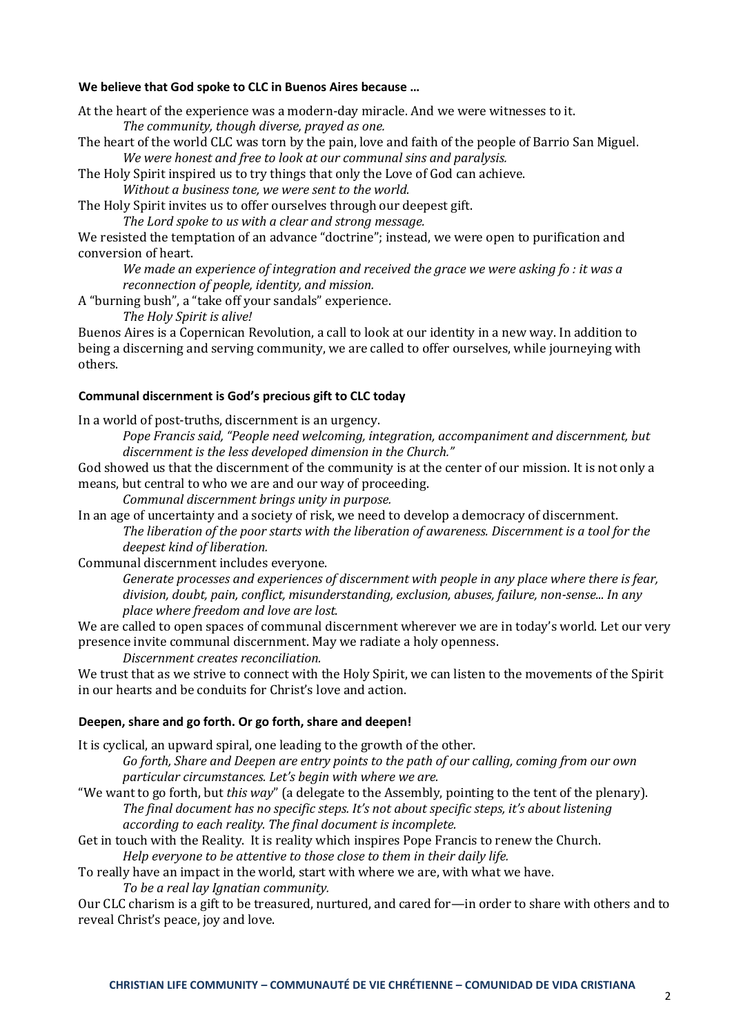**We believe that God spoke to CLC in Buenos Aires because …**

At the heart of the experience was a modern-day miracle. And we were witnesses to it.

*The community, though diverse, prayed as one.*

The heart of the world CLC was torn by the pain, love and faith of the people of Barrio San Miguel.

*We were honest and free to look at our communal sins and paralysis.*

The Holy Spirit inspired us to try things that only the Love of God can achieve.

*Without a business tone, we were sent to the world.*

The Holy Spirit invites us to offer ourselves through our deepest gift.

*The Lord spoke to us with a clear and strong message.*

We resisted the temptation of an advance "doctrine"; instead, we were open to purification and conversion of heart.

*We made an experience of integration and received the grace we were asking fo : it was a reconnection of people, identity, and mission.*

A "burning bush", a "take off your sandals" experience.

*The Holy Spirit is alive!*

Buenos Aires is a Copernican Revolution, a call to look at our identity in a new way. In addition to being a discerning and serving community, we are called to offer ourselves, while journeying with others.

**Communal discernment is God's precious gift to CLC today**

In a world of post-truths, discernment is an urgency.

*Pope Francis said, "People need welcoming, integration, accompaniment and discernment, but discernment is the less developed dimension in the Church."*

God showed us that the discernment of the community is at the center of our mission. It is not only a means, but central to who we are and our way of proceeding.

*Communal discernment brings unity in purpose.*

In an age of uncertainty and a society of risk, we need to develop a democracy of discernment.

*The liberation of the poor starts with the liberation of awareness. Discernment is a tool for the deepest kind of liberation.*

Communal discernment includes everyone.

*Generate processes and experiences of discernment with people in any place where there is fear, division, doubt, pain, conflict, misunderstanding, exclusion, abuses, failure, non-sense... In any place where freedom and love are lost.*

We are called to open spaces of communal discernment wherever we are in today's world. Let our very presence invite communal discernment. May we radiate a holy openness.

*Discernment creates reconciliation.*

We trust that as we strive to connect with the Holy Spirit, we can listen to the movements of the Spirit in our hearts and be conduits for Christ's love and action.

**Deepen, share and go forth. Or go forth, share and deepen!**

It is cyclical, an upward spiral, one leading to the growth of the other.

*Go forth, Share and Deepen are entry points to the path of our calling, coming from our own particular circumstances. Let's begin with where we are.*

"We want to go forth, but *this way*" (a delegate to the Assembly, pointing to the tent of the plenary).

*The final document has no specific steps. It's not about specific steps, it's about listening according to each reality. The final document is incomplete.*

Get in touch with the Reality. It is reality which inspires Pope Francis to renew the Church.

*Help everyone to be attentive to those close to them in their daily life.*

To really have an impact in the world, start with where we are, with what we have.

*To be a real lay Ignatian community.*

Our CLC charism is a gift to be treasured, nurtured, and cared for—in order to share with others and to reveal Christ's peace, joy and love.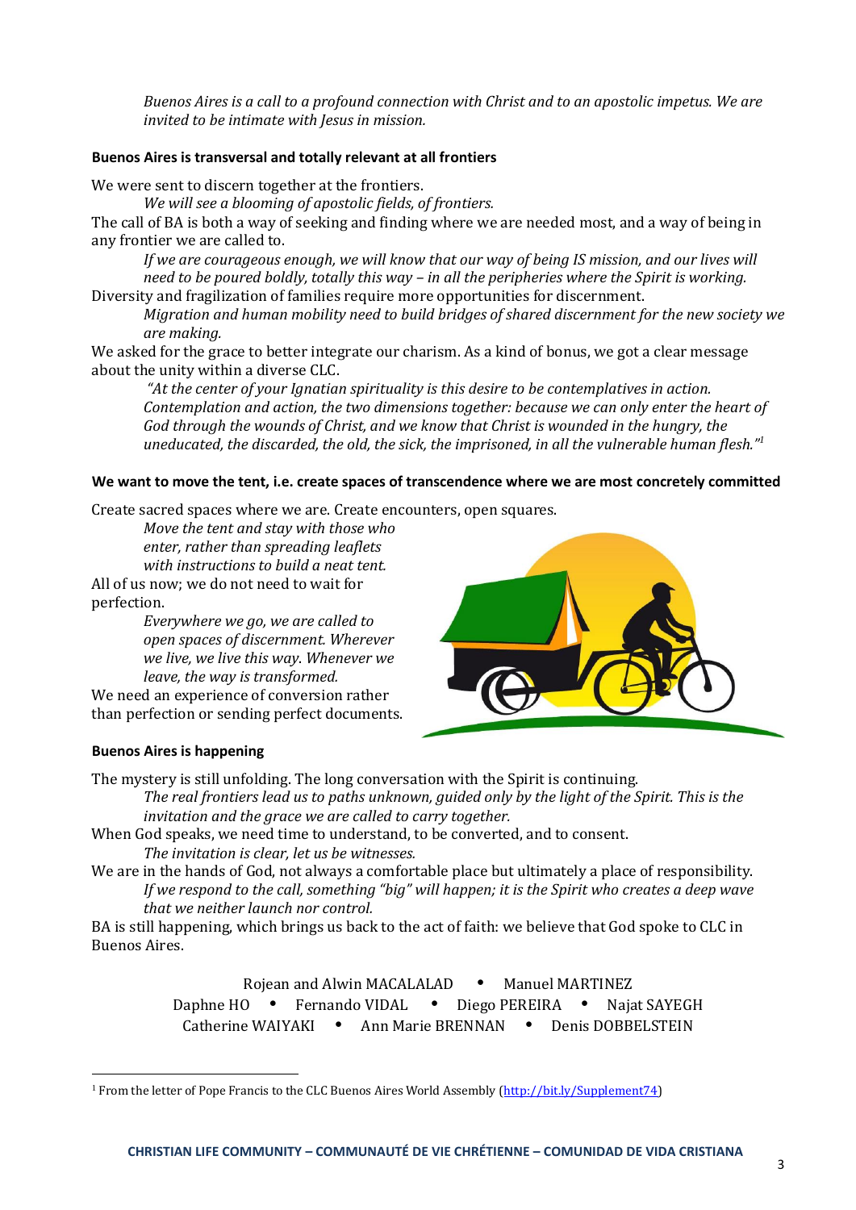*Buenos Aires is a call to a profound connection with Christ and to an apostolic impetus. We are invited to be intimate with Jesus in mission.*

**Buenos Aires is transversal and totally relevant at all frontiers**

We were sent to discern together at the frontiers.

*We will see a blooming of apostolic fields, of frontiers.*

The call of BA is both a way of seeking and finding where we are needed most, and a way of being in any frontier we are called to.

*If we are courageous enough, we will know that our way of being IS mission, and our lives will need to be poured boldly, totally this way – in all the peripheries where the Spirit is working.*

Diversity and fragilization of families require more opportunities for discernment.

*Migration and human mobility need to build bridges of shared discernment for the new society we are making.*

We asked for the grace to better integrate our charism. As a kind of bonus, we got a clear message about the unity within a diverse CLC.

*"At the center of your Ignatian spirituality is this desire to be contemplatives in action. Contemplation and action, the two dimensions together: because we can only enter the heart of God through the wounds of Christ, and we know that Christ is wounded in the hungry, the uneducated, the discarded, the old, the sick, the imprisoned, in all the vulnerable human flesh."*[1]

**We want to move the tent, i.e. create spaces of transcendence where we are most concretely committed**

Create sacred spaces where we are. Create encounters, open squares.

*Move the tent and stay with those who enter, rather than spreading leaflets with instructions to build a neat tent.*

All of us now; we do not need to wait for perfection.

*Everywhere we go, we are called to open spaces of discernment. Wherever we live, we live this way. Whenever we leave, the way is transformed.*

We need an experience of conversion rather than perfection or sending perfect documents.

**Buenos Aires is happening**

The mystery is still unfolding. The long conversation with the Spirit is continuing.

*The real frontiers lead us to paths unknown, guided only by the light of the Spirit. This is the invitation and the grace we are called to carry together.*

When God speaks, we need time to understand, to be converted, and to consent.

*The invitation is clear, let us be witnesses.*

We are in the hands of God, not always a comfortable place but ultimately a place of responsibility.

*If we respond to the call, something "big" will happen; it is the Spirit who creates a deep wave that we neither launch nor control.*

BA is still happening, which brings us back to the act of faith: we believe that God spoke to CLC in Buenos Aires.

Rojean and Alwin MACALALAD • Manuel MARTINEZ
Daphne HO • Fernando VIDAL • Diego PEREIRA • Najat SAYEGH
Catherine WAIYAKI • Ann Marie BRENNAN • Denis DOBBELSTEIN

---

[1] From the letter of Pope Francis to the CLC Buenos Aires World Assembly (http://bit.ly/Supplement74)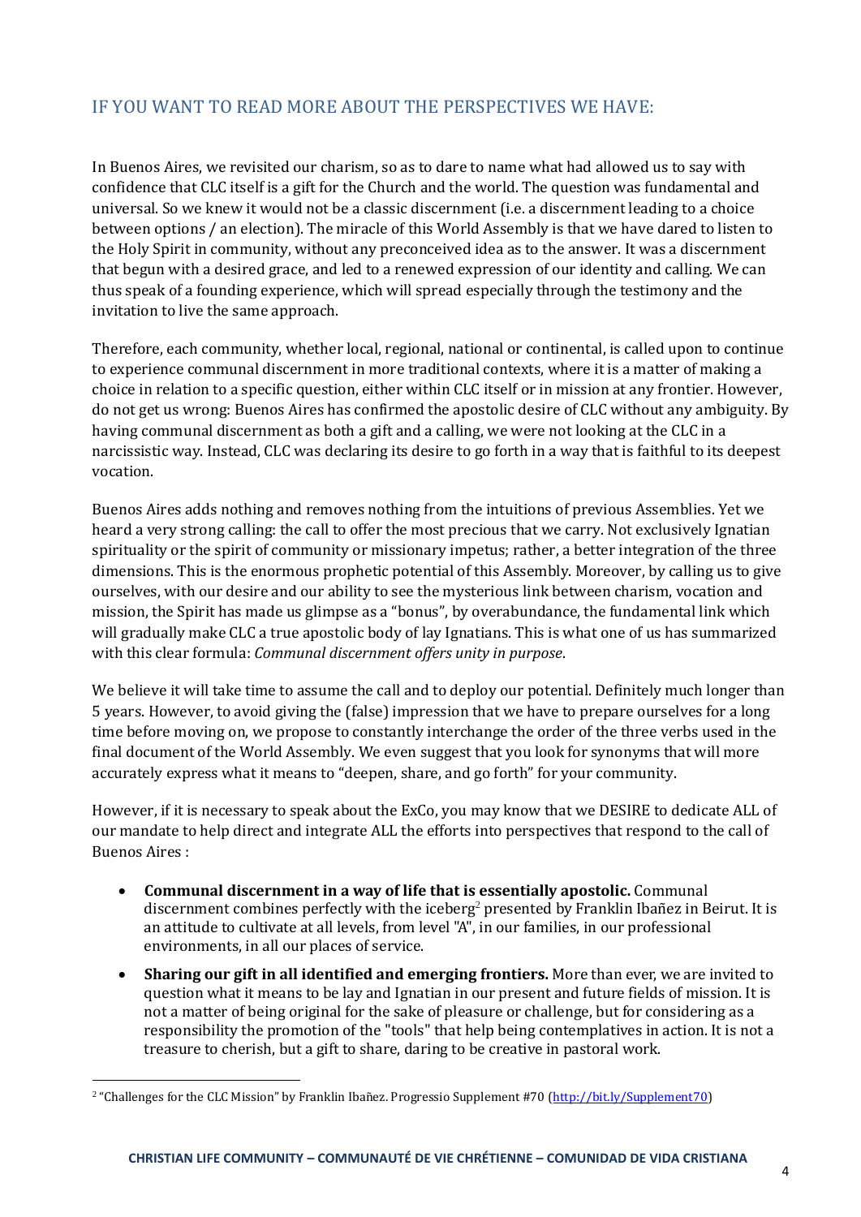## IF YOU WANT TO READ MORE ABOUT THE PERSPECTIVES WE HAVE:

In Buenos Aires, we revisited our charism, so as to dare to name what had allowed us to say with confidence that CLC itself is a gift for the Church and the world. The question was fundamental and universal. So we knew it would not be a classic discernment (i.e. a discernment leading to a choice between options / an election). The miracle of this World Assembly is that we have dared to listen to the Holy Spirit in community, without any preconceived idea as to the answer. It was a discernment that begun with a desired grace, and led to a renewed expression of our identity and calling. We can thus speak of a founding experience, which will spread especially through the testimony and the invitation to live the same approach.

Therefore, each community, whether local, regional, national or continental, is called upon to continue to experience communal discernment in more traditional contexts, where it is a matter of making a choice in relation to a specific question, either within CLC itself or in mission at any frontier. However, do not get us wrong: Buenos Aires has confirmed the apostolic desire of CLC without any ambiguity. By having communal discernment as both a gift and a calling, we were not looking at the CLC in a narcissistic way. Instead, CLC was declaring its desire to go forth in a way that is faithful to its deepest vocation.

Buenos Aires adds nothing and removes nothing from the intuitions of previous Assemblies. Yet we heard a very strong calling: the call to offer the most precious that we carry. Not exclusively Ignatian spirituality or the spirit of community or missionary impetus; rather, a better integration of the three dimensions. This is the enormous prophetic potential of this Assembly. Moreover, by calling us to give ourselves, with our desire and our ability to see the mysterious link between charism, vocation and mission, the Spirit has made us glimpse as a "bonus", by overabundance, the fundamental link which will gradually make CLC a true apostolic body of lay Ignatians. This is what one of us has summarized with this clear formula: *Communal discernment offers unity in purpose*.

We believe it will take time to assume the call and to deploy our potential. Definitely much longer than 5 years. However, to avoid giving the (false) impression that we have to prepare ourselves for a long time before moving on, we propose to constantly interchange the order of the three verbs used in the final document of the World Assembly. We even suggest that you look for synonyms that will more accurately express what it means to "deepen, share, and go forth" for your community.

However, if it is necessary to speak about the ExCo, you may know that we DESIRE to dedicate ALL of our mandate to help direct and integrate ALL the efforts into perspectives that respond to the call of Buenos Aires :

- **Communal discernment in a way of life that is essentially apostolic.** Communal discernment combines perfectly with the iceberg[2] presented by Franklin Ibañez in Beirut. It is an attitude to cultivate at all levels, from level "A", in our families, in our professional environments, in all our places of service.
- **Sharing our gift in all identified and emerging frontiers.** More than ever, we are invited to question what it means to be lay and Ignatian in our present and future fields of mission. It is not a matter of being original for the sake of pleasure or challenge, but for considering as a responsibility the promotion of the "tools" that help being contemplatives in action. It is not a treasure to cherish, but a gift to share, daring to be creative in pastoral work.

[2] "Challenges for the CLC Mission" by Franklin Ibañez. Progressio Supplement #70 (http://bit.ly/Supplement70)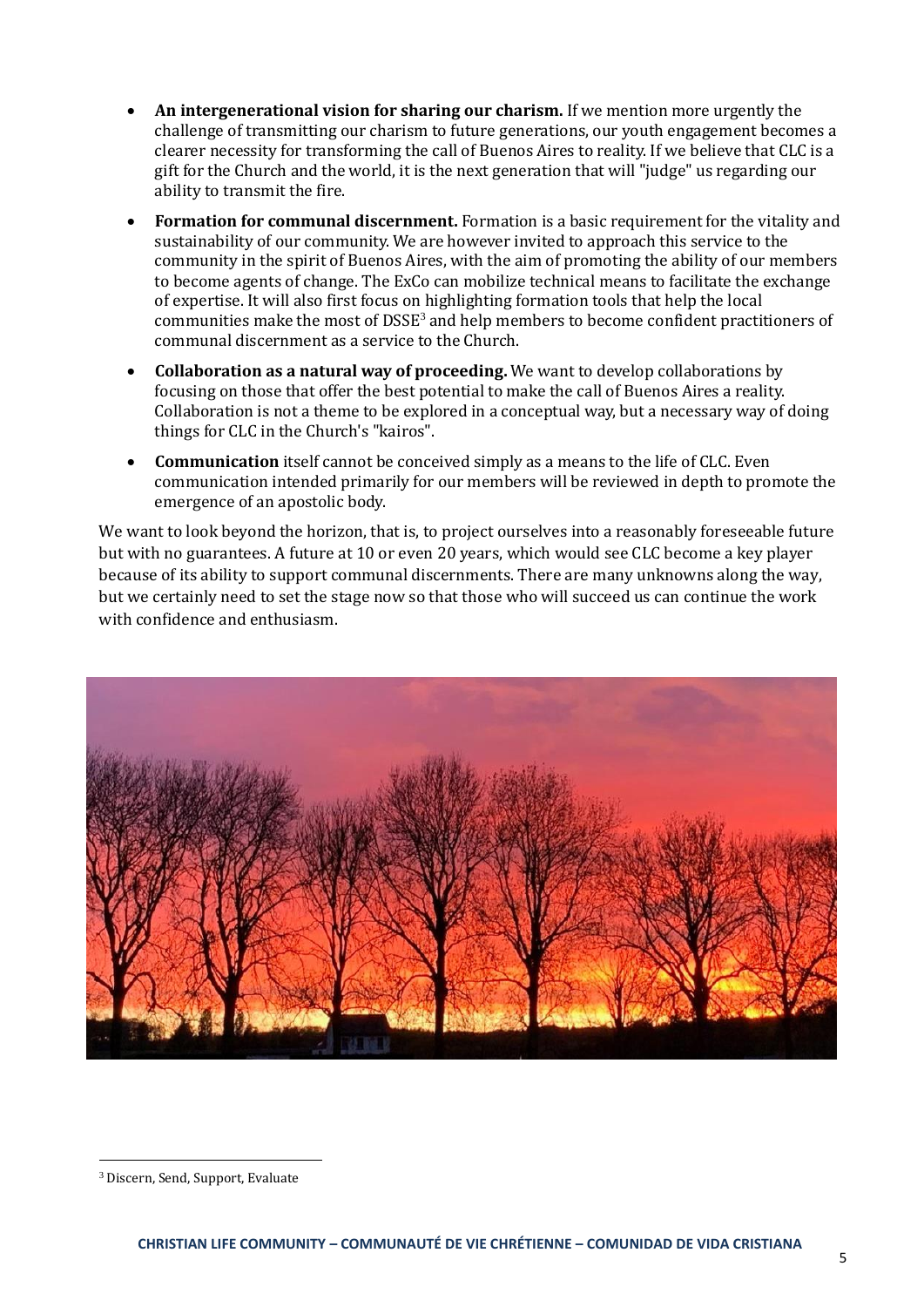- **An intergenerational vision for sharing our charism.** If we mention more urgently the challenge of transmitting our charism to future generations, our youth engagement becomes a clearer necessity for transforming the call of Buenos Aires to reality. If we believe that CLC is a gift for the Church and the world, it is the next generation that will "judge" us regarding our ability to transmit the fire.
- **Formation for communal discernment.** Formation is a basic requirement for the vitality and sustainability of our community. We are however invited to approach this service to the community in the spirit of Buenos Aires, with the aim of promoting the ability of our members to become agents of change. The ExCo can mobilize technical means to facilitate the exchange of expertise. It will also first focus on highlighting formation tools that help the local communities make the most of DSSE[3] and help members to become confident practitioners of communal discernment as a service to the Church.
- **Collaboration as a natural way of proceeding.** We want to develop collaborations by focusing on those that offer the best potential to make the call of Buenos Aires a reality. Collaboration is not a theme to be explored in a conceptual way, but a necessary way of doing things for CLC in the Church's "kairos".
- **Communication** itself cannot be conceived simply as a means to the life of CLC. Even communication intended primarily for our members will be reviewed in depth to promote the emergence of an apostolic body.

We want to look beyond the horizon, that is, to project ourselves into a reasonably foreseeable future but with no guarantees. A future at 10 or even 20 years, which would see CLC become a key player because of its ability to support communal discernments. There are many unknowns along the way, but we certainly need to set the stage now so that those who will succeed us can continue the work with confidence and enthusiasm.

[3] Discern, Send, Support, Evaluate